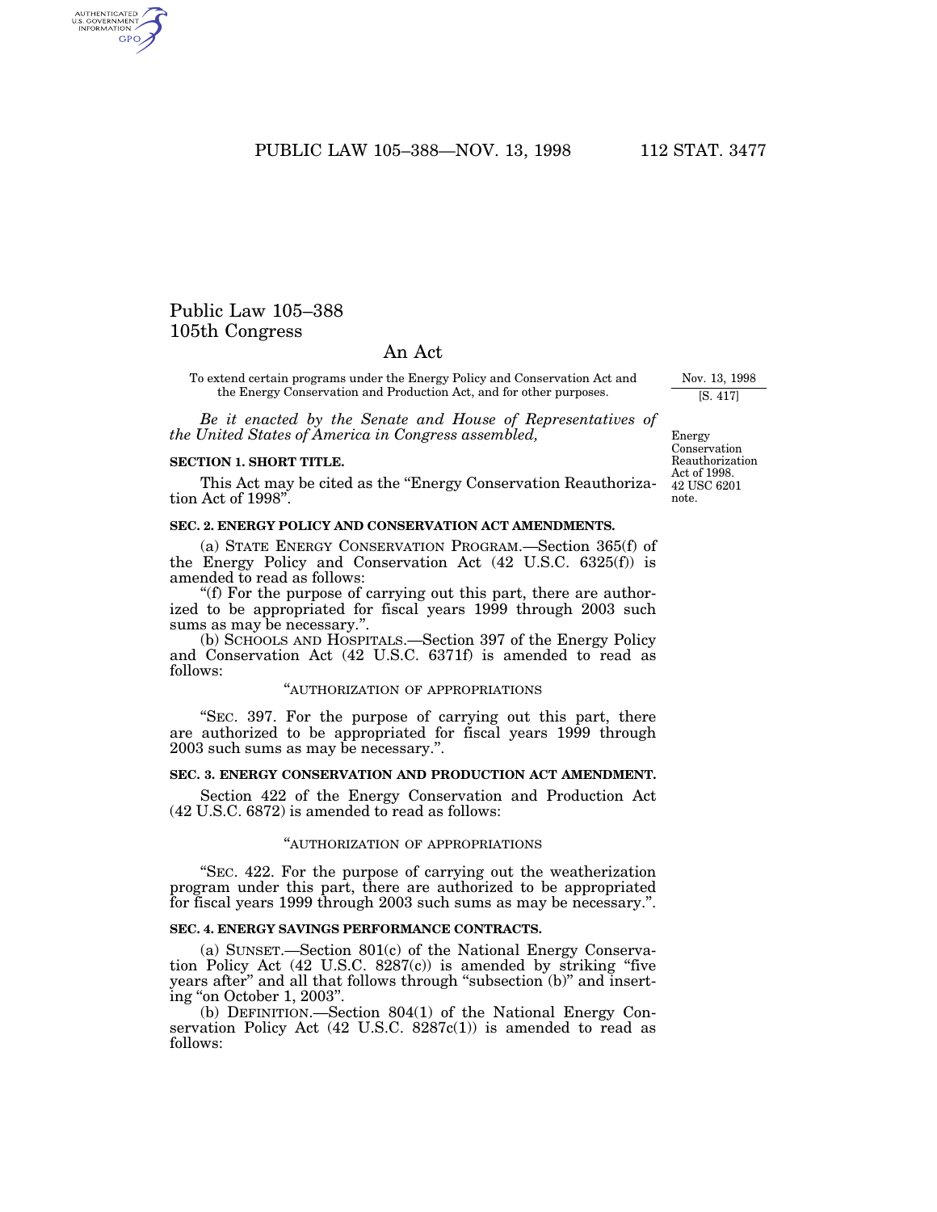# Public Law 105–388
# 105th Congress

## An Act

To extend certain programs under the Energy Policy and Conservation Act and the Energy Conservation and Production Act, and for other purposes.

Nov. 13, 1998
[S. 417]

*Be it enacted by the Senate and House of Representatives of the United States of America in Congress assembled,*

Energy Conservation Reauthorization Act of 1998.
42 USC 6201 note.

### SECTION 1. SHORT TITLE.

This Act may be cited as the "Energy Conservation Reauthorization Act of 1998".

### SEC. 2. ENERGY POLICY AND CONSERVATION ACT AMENDMENTS.

(a) STATE ENERGY CONSERVATION PROGRAM.—Section 365(f) of the Energy Policy and Conservation Act (42 U.S.C. 6325(f)) is amended to read as follows:

"(f) For the purpose of carrying out this part, there are authorized to be appropriated for fiscal years 1999 through 2003 such sums as may be necessary.".

(b) SCHOOLS AND HOSPITALS.—Section 397 of the Energy Policy and Conservation Act (42 U.S.C. 6371f) is amended to read as follows:

"AUTHORIZATION OF APPROPRIATIONS

"SEC. 397. For the purpose of carrying out this part, there are authorized to be appropriated for fiscal years 1999 through 2003 such sums as may be necessary.".

### SEC. 3. ENERGY CONSERVATION AND PRODUCTION ACT AMENDMENT.

Section 422 of the Energy Conservation and Production Act (42 U.S.C. 6872) is amended to read as follows:

"AUTHORIZATION OF APPROPRIATIONS

"SEC. 422. For the purpose of carrying out the weatherization program under this part, there are authorized to be appropriated for fiscal years 1999 through 2003 such sums as may be necessary.".

### SEC. 4. ENERGY SAVINGS PERFORMANCE CONTRACTS.

(a) SUNSET.—Section 801(c) of the National Energy Conservation Policy Act (42 U.S.C. 8287(c)) is amended by striking "five years after" and all that follows through "subsection (b)" and inserting "on October 1, 2003".

(b) DEFINITION.—Section 804(1) of the National Energy Conservation Policy Act (42 U.S.C. 8287c(1)) is amended to read as follows: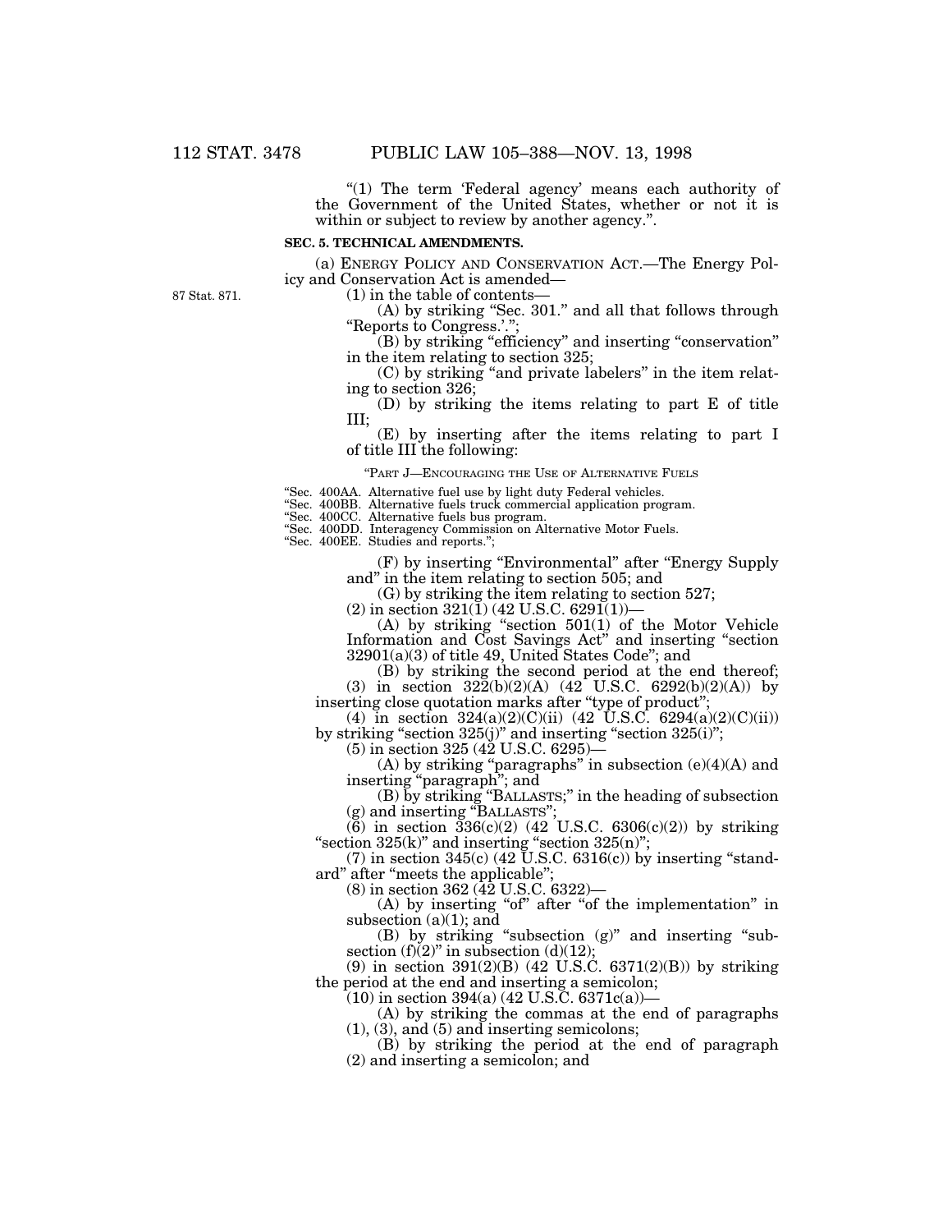"(1) The term 'Federal agency' means each authority of the Government of the United States, whether or not it is within or subject to review by another agency.".

**SEC. 5. TECHNICAL AMENDMENTS.**

(a) ENERGY POLICY AND CONSERVATION ACT.—The Energy Policy and Conservation Act is amended—

87 Stat. 871.

(1) in the table of contents—

(A) by striking "Sec. 301." and all that follows through "Reports to Congress.'.";

(B) by striking "efficiency" and inserting "conservation" in the item relating to section 325;

(C) by striking "and private labelers" in the item relating to section 326;

(D) by striking the items relating to part E of title III;

(E) by inserting after the items relating to part I of title III the following:

"PART J—ENCOURAGING THE USE OF ALTERNATIVE FUELS

"Sec. 400AA. Alternative fuel use by light duty Federal vehicles.
"Sec. 400BB. Alternative fuels truck commercial application program.
"Sec. 400CC. Alternative fuels bus program.
"Sec. 400DD. Interagency Commission on Alternative Motor Fuels.
"Sec. 400EE. Studies and reports.";

(F) by inserting "Environmental" after "Energy Supply and" in the item relating to section 505; and

(G) by striking the item relating to section 527;

(2) in section 321(1) (42 U.S.C. 6291(1))—

(A) by striking "section 501(1) of the Motor Vehicle Information and Cost Savings Act" and inserting "section 32901(a)(3) of title 49, United States Code"; and

(B) by striking the second period at the end thereof;

(3) in section 322(b)(2)(A) (42 U.S.C. 6292(b)(2)(A)) by inserting close quotation marks after "type of product";

(4) in section 324(a)(2)(C)(ii) (42 U.S.C. 6294(a)(2)(C)(ii)) by striking "section 325(j)" and inserting "section 325(i)";

(5) in section 325 (42 U.S.C. 6295)—

(A) by striking "paragraphs" in subsection (e)(4)(A) and inserting "paragraph"; and

(B) by striking "BALLASTS;" in the heading of subsection (g) and inserting "BALLASTS";

(6) in section 336(c)(2) (42 U.S.C. 6306(c)(2)) by striking "section 325(k)" and inserting "section 325(n)";

(7) in section 345(c) (42 U.S.C. 6316(c)) by inserting "standard" after "meets the applicable";

(8) in section 362 (42 U.S.C. 6322)—

(A) by inserting "of" after "of the implementation" in subsection (a)(1); and

(B) by striking "subsection (g)" and inserting "subsection (f)(2)" in subsection (d)(12);

(9) in section 391(2)(B) (42 U.S.C. 6371(2)(B)) by striking the period at the end and inserting a semicolon;

(10) in section 394(a) (42 U.S.C. 6371c(a))—

(A) by striking the commas at the end of paragraphs (1), (3), and (5) and inserting semicolons;

(B) by striking the period at the end of paragraph (2) and inserting a semicolon; and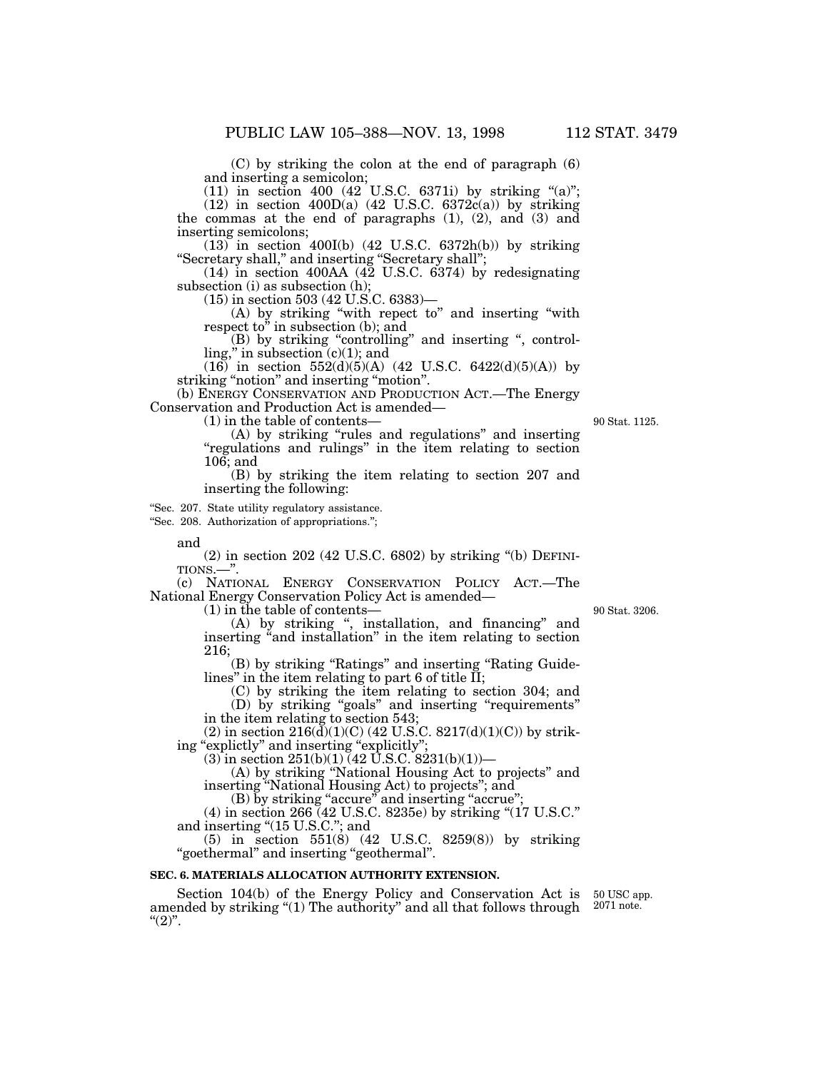(C) by striking the colon at the end of paragraph (6) and inserting a semicolon;

(11) in section 400 (42 U.S.C. 6371i) by striking "(a)";

(12) in section 400D(a) (42 U.S.C. 6372c(a)) by striking the commas at the end of paragraphs (1), (2), and (3) and inserting semicolons;

(13) in section 400I(b) (42 U.S.C. 6372h(b)) by striking "Secretary shall," and inserting "Secretary shall";

(14) in section 400AA (42 U.S.C. 6374) by redesignating subsection (i) as subsection (h);

(15) in section 503 (42 U.S.C. 6383)—

(A) by striking "with repect to" and inserting "with respect to" in subsection (b); and

(B) by striking "controlling" and inserting ", controlling," in subsection (c)(1); and

(16) in section 552(d)(5)(A) (42 U.S.C. 6422(d)(5)(A)) by striking "notion" and inserting "motion".

(b) ENERGY CONSERVATION AND PRODUCTION ACT.—The Energy Conservation and Production Act is amended—

(1) in the table of contents— 90 Stat. 1125.

(A) by striking "rules and regulations" and inserting "regulations and rulings" in the item relating to section 106; and

(B) by striking the item relating to section 207 and inserting the following:

"Sec. 207. State utility regulatory assistance.
"Sec. 208. Authorization of appropriations.";

and

(2) in section 202 (42 U.S.C. 6802) by striking "(b) DEFINITIONS.—".

(c) NATIONAL ENERGY CONSERVATION POLICY ACT.—The National Energy Conservation Policy Act is amended—

(1) in the table of contents— 90 Stat. 3206.

(A) by striking ", installation, and financing" and inserting "and installation" in the item relating to section 216;

(B) by striking "Ratings" and inserting "Rating Guidelines" in the item relating to part 6 of title II;

(C) by striking the item relating to section 304; and

(D) by striking "goals" and inserting "requirements" in the item relating to section 543;

(2) in section 216(d)(1)(C) (42 U.S.C. 8217(d)(1)(C)) by striking "explictly" and inserting "explicitly";

(3) in section 251(b)(1) (42 U.S.C. 8231(b)(1))—

(A) by striking "National Housing Act to projects" and inserting "National Housing Act) to projects"; and

(B) by striking "accure" and inserting "accrue";

(4) in section 266 (42 U.S.C. 8235e) by striking "(17 U.S.C." and inserting "(15 U.S.C."; and

(5) in section 551(8) (42 U.S.C. 8259(8)) by striking "goethermal" and inserting "geothermal".

**SEC. 6. MATERIALS ALLOCATION AUTHORITY EXTENSION.**

Section 104(b) of the Energy Policy and Conservation Act is amended by striking "(1) The authority" and all that follows through "(2)". 50 USC app. 2071 note.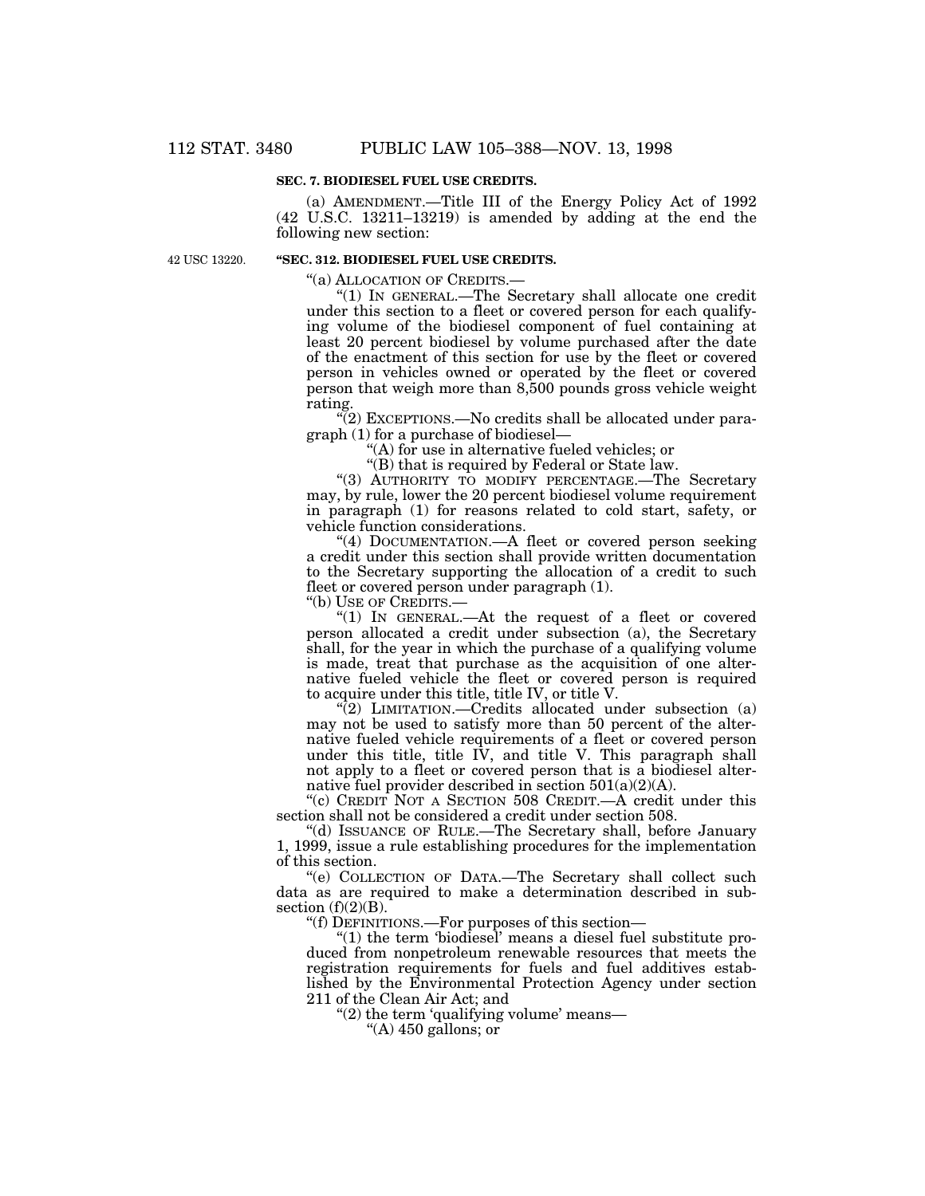**SEC. 7. BIODIESEL FUEL USE CREDITS.**

(a) AMENDMENT.—Title III of the Energy Policy Act of 1992 (42 U.S.C. 13211–13219) is amended by adding at the end the following new section:

42 USC 13220.

**"SEC. 312. BIODIESEL FUEL USE CREDITS.**

"(a) ALLOCATION OF CREDITS.—

"(1) IN GENERAL.—The Secretary shall allocate one credit under this section to a fleet or covered person for each qualifying volume of the biodiesel component of fuel containing at least 20 percent biodiesel by volume purchased after the date of the enactment of this section for use by the fleet or covered person in vehicles owned or operated by the fleet or covered person that weigh more than 8,500 pounds gross vehicle weight rating.

"(2) EXCEPTIONS.—No credits shall be allocated under paragraph (1) for a purchase of biodiesel—

"(A) for use in alternative fueled vehicles; or

"(B) that is required by Federal or State law.

"(3) AUTHORITY TO MODIFY PERCENTAGE.—The Secretary may, by rule, lower the 20 percent biodiesel volume requirement in paragraph (1) for reasons related to cold start, safety, or vehicle function considerations.

"(4) DOCUMENTATION.—A fleet or covered person seeking a credit under this section shall provide written documentation to the Secretary supporting the allocation of a credit to such fleet or covered person under paragraph (1).

"(b) USE OF CREDITS.—

"(1) IN GENERAL.—At the request of a fleet or covered person allocated a credit under subsection (a), the Secretary shall, for the year in which the purchase of a qualifying volume is made, treat that purchase as the acquisition of one alternative fueled vehicle the fleet or covered person is required to acquire under this title, title IV, or title V.

"(2) LIMITATION.—Credits allocated under subsection (a) may not be used to satisfy more than 50 percent of the alternative fueled vehicle requirements of a fleet or covered person under this title, title IV, and title V. This paragraph shall not apply to a fleet or covered person that is a biodiesel alternative fuel provider described in section 501(a)(2)(A).

"(c) CREDIT NOT A SECTION 508 CREDIT.—A credit under this section shall not be considered a credit under section 508.

"(d) ISSUANCE OF RULE.—The Secretary shall, before January 1, 1999, issue a rule establishing procedures for the implementation of this section.

"(e) COLLECTION OF DATA.—The Secretary shall collect such data as are required to make a determination described in subsection (f)(2)(B).

"(f) DEFINITIONS.—For purposes of this section—

"(1) the term 'biodiesel' means a diesel fuel substitute produced from nonpetroleum renewable resources that meets the registration requirements for fuels and fuel additives established by the Environmental Protection Agency under section 211 of the Clean Air Act; and

"(2) the term 'qualifying volume' means—

"(A) 450 gallons; or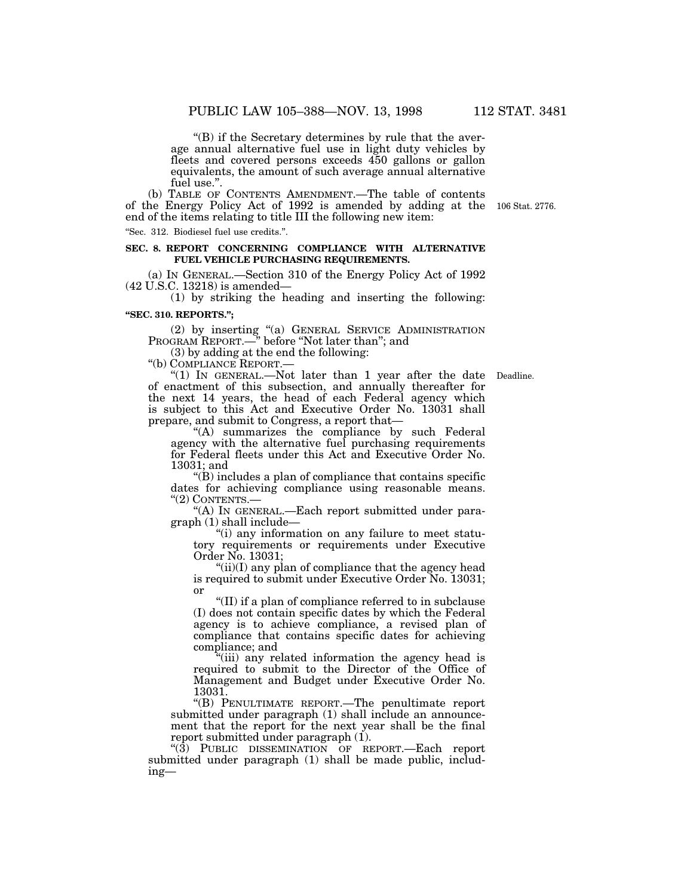"(B) if the Secretary determines by rule that the average annual alternative fuel use in light duty vehicles by fleets and covered persons exceeds 450 gallons or gallon equivalents, the amount of such average annual alternative fuel use.".

(b) TABLE OF CONTENTS AMENDMENT.—The table of contents of the Energy Policy Act of 1992 is amended by adding at the end of the items relating to title III the following new item:

106 Stat. 2776.

"Sec. 312. Biodiesel fuel use credits.".

**SEC. 8. REPORT CONCERNING COMPLIANCE WITH ALTERNATIVE FUEL VEHICLE PURCHASING REQUIREMENTS.**

(a) IN GENERAL.—Section 310 of the Energy Policy Act of 1992 (42 U.S.C. 13218) is amended—

(1) by striking the heading and inserting the following:

**"SEC. 310. REPORTS.";**

(2) by inserting "(a) GENERAL SERVICE ADMINISTRATION PROGRAM REPORT.—" before "Not later than"; and

(3) by adding at the end the following:

"(b) COMPLIANCE REPORT.—

Deadline.

"(1) IN GENERAL.—Not later than 1 year after the date of enactment of this subsection, and annually thereafter for the next 14 years, the head of each Federal agency which is subject to this Act and Executive Order No. 13031 shall prepare, and submit to Congress, a report that—

"(A) summarizes the compliance by such Federal agency with the alternative fuel purchasing requirements for Federal fleets under this Act and Executive Order No. 13031; and

"(B) includes a plan of compliance that contains specific dates for achieving compliance using reasonable means.

"(2) CONTENTS.—

"(A) IN GENERAL.—Each report submitted under paragraph (1) shall include—

"(i) any information on any failure to meet statutory requirements or requirements under Executive Order No. 13031;

"(ii)(I) any plan of compliance that the agency head is required to submit under Executive Order No. 13031; or

"(II) if a plan of compliance referred to in subclause (I) does not contain specific dates by which the Federal agency is to achieve compliance, a revised plan of compliance that contains specific dates for achieving compliance; and

"(iii) any related information the agency head is required to submit to the Director of the Office of Management and Budget under Executive Order No. 13031.

"(B) PENULTIMATE REPORT.—The penultimate report submitted under paragraph (1) shall include an announcement that the report for the next year shall be the final report submitted under paragraph (1).

"(3) PUBLIC DISSEMINATION OF REPORT.—Each report submitted under paragraph (1) shall be made public, including—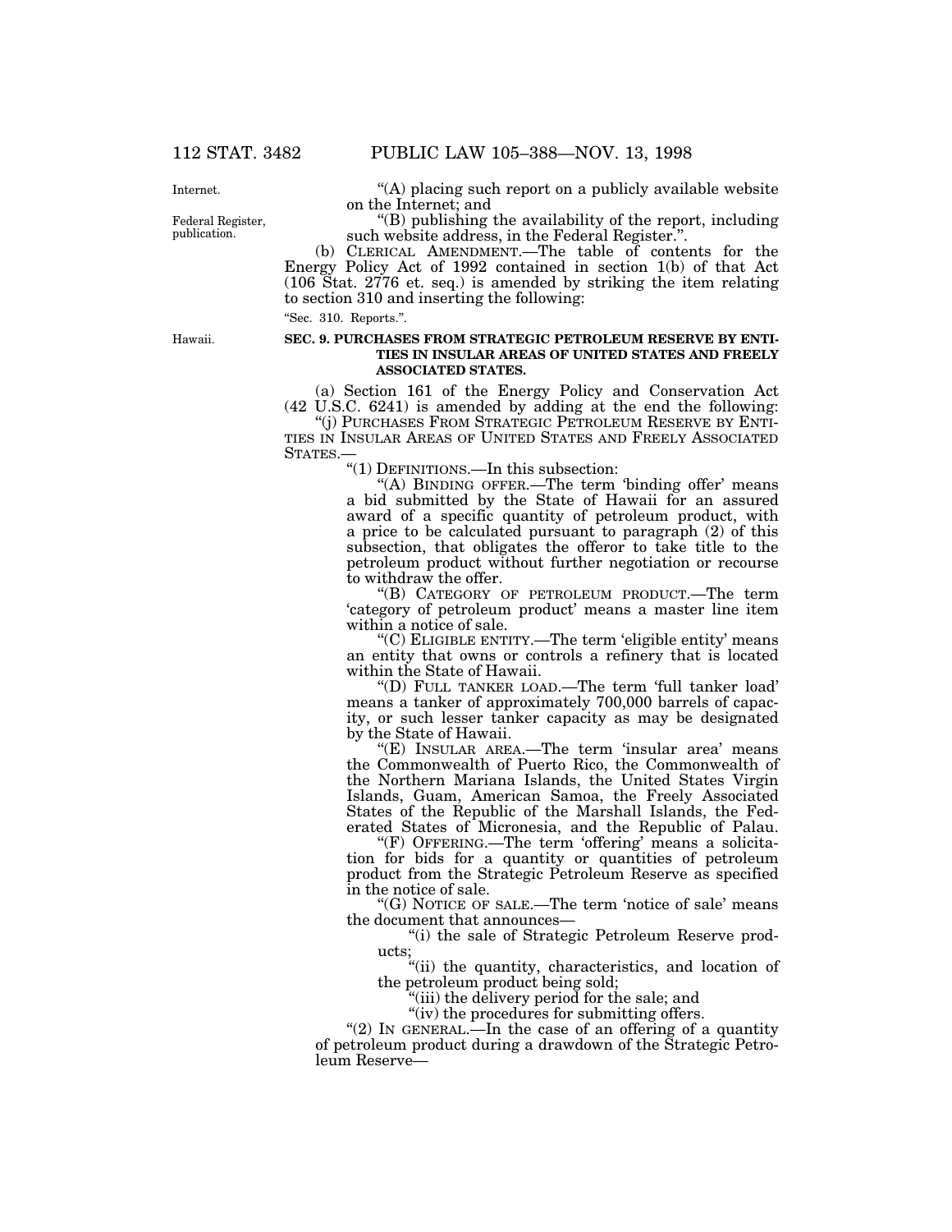"(A) placing such report on a publicly available website on the Internet; and

"(B) publishing the availability of the report, including such website address, in the Federal Register.".

(b) CLERICAL AMENDMENT.—The table of contents for the Energy Policy Act of 1992 contained in section 1(b) of that Act (106 Stat. 2776 et. seq.) is amended by striking the item relating to section 310 and inserting the following:

"Sec. 310. Reports.".

**SEC. 9. PURCHASES FROM STRATEGIC PETROLEUM RESERVE BY ENTITIES IN INSULAR AREAS OF UNITED STATES AND FREELY ASSOCIATED STATES.**

(a) Section 161 of the Energy Policy and Conservation Act (42 U.S.C. 6241) is amended by adding at the end the following:

"(j) PURCHASES FROM STRATEGIC PETROLEUM RESERVE BY ENTITIES IN INSULAR AREAS OF UNITED STATES AND FREELY ASSOCIATED STATES.—

"(1) DEFINITIONS.—In this subsection:

"(A) BINDING OFFER.—The term 'binding offer' means a bid submitted by the State of Hawaii for an assured award of a specific quantity of petroleum product, with a price to be calculated pursuant to paragraph (2) of this subsection, that obligates the offeror to take title to the petroleum product without further negotiation or recourse to withdraw the offer.

"(B) CATEGORY OF PETROLEUM PRODUCT.—The term 'category of petroleum product' means a master line item within a notice of sale.

"(C) ELIGIBLE ENTITY.—The term 'eligible entity' means an entity that owns or controls a refinery that is located within the State of Hawaii.

"(D) FULL TANKER LOAD.—The term 'full tanker load' means a tanker of approximately 700,000 barrels of capacity, or such lesser tanker capacity as may be designated by the State of Hawaii.

"(E) INSULAR AREA.—The term 'insular area' means the Commonwealth of Puerto Rico, the Commonwealth of the Northern Mariana Islands, the United States Virgin Islands, Guam, American Samoa, the Freely Associated States of the Republic of the Marshall Islands, the Federated States of Micronesia, and the Republic of Palau.

"(F) OFFERING.—The term 'offering' means a solicitation for bids for a quantity or quantities of petroleum product from the Strategic Petroleum Reserve as specified in the notice of sale.

"(G) NOTICE OF SALE.—The term 'notice of sale' means the document that announces—

"(i) the sale of Strategic Petroleum Reserve products;

"(ii) the quantity, characteristics, and location of the petroleum product being sold;

"(iii) the delivery period for the sale; and

"(iv) the procedures for submitting offers.

"(2) IN GENERAL.—In the case of an offering of a quantity of petroleum product during a drawdown of the Strategic Petroleum Reserve—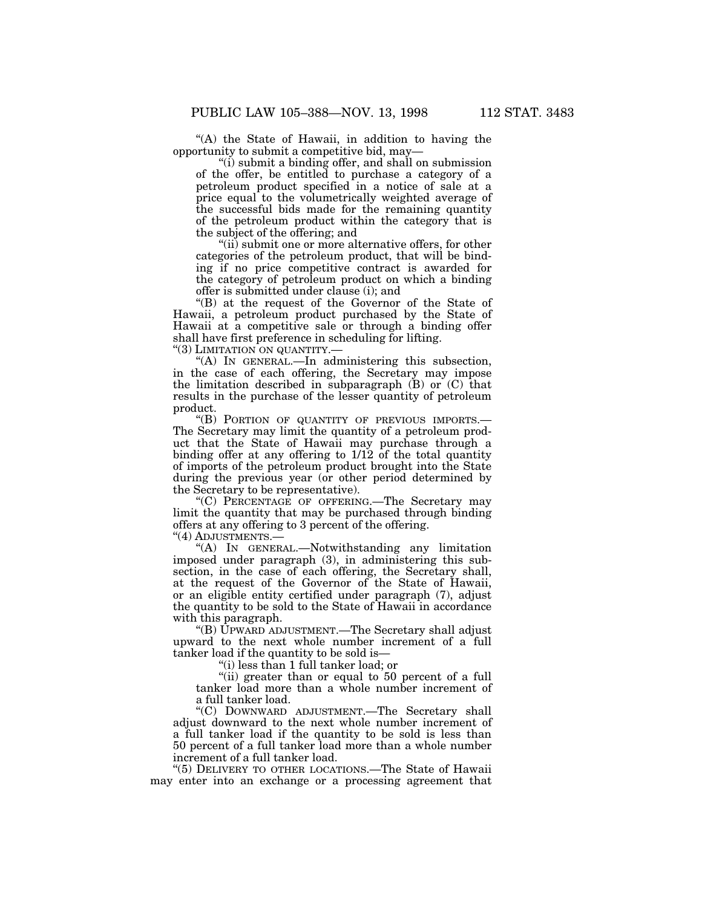"(A) the State of Hawaii, in addition to having the opportunity to submit a competitive bid, may—

"(i) submit a binding offer, and shall on submission of the offer, be entitled to purchase a category of a petroleum product specified in a notice of sale at a price equal to the volumetrically weighted average of the successful bids made for the remaining quantity of the petroleum product within the category that is the subject of the offering; and

"(ii) submit one or more alternative offers, for other categories of the petroleum product, that will be binding if no price competitive contract is awarded for the category of petroleum product on which a binding offer is submitted under clause (i); and

"(B) at the request of the Governor of the State of Hawaii, a petroleum product purchased by the State of Hawaii at a competitive sale or through a binding offer shall have first preference in scheduling for lifting.

"(3) LIMITATION ON QUANTITY.—

"(A) IN GENERAL.—In administering this subsection, in the case of each offering, the Secretary may impose the limitation described in subparagraph (B) or (C) that results in the purchase of the lesser quantity of petroleum product.

"(B) PORTION OF QUANTITY OF PREVIOUS IMPORTS.—The Secretary may limit the quantity of a petroleum product that the State of Hawaii may purchase through a binding offer at any offering to 1/12 of the total quantity of imports of the petroleum product brought into the State during the previous year (or other period determined by the Secretary to be representative).

"(C) PERCENTAGE OF OFFERING.—The Secretary may limit the quantity that may be purchased through binding offers at any offering to 3 percent of the offering.

"(4) ADJUSTMENTS.—

"(A) IN GENERAL.—Notwithstanding any limitation imposed under paragraph (3), in administering this subsection, in the case of each offering, the Secretary shall, at the request of the Governor of the State of Hawaii, or an eligible entity certified under paragraph (7), adjust the quantity to be sold to the State of Hawaii in accordance with this paragraph.

"(B) UPWARD ADJUSTMENT.—The Secretary shall adjust upward to the next whole number increment of a full tanker load if the quantity to be sold is—

"(i) less than 1 full tanker load; or

"(ii) greater than or equal to 50 percent of a full tanker load more than a whole number increment of a full tanker load.

"(C) DOWNWARD ADJUSTMENT.—The Secretary shall adjust downward to the next whole number increment of a full tanker load if the quantity to be sold is less than 50 percent of a full tanker load more than a whole number increment of a full tanker load.

"(5) DELIVERY TO OTHER LOCATIONS.—The State of Hawaii may enter into an exchange or a processing agreement that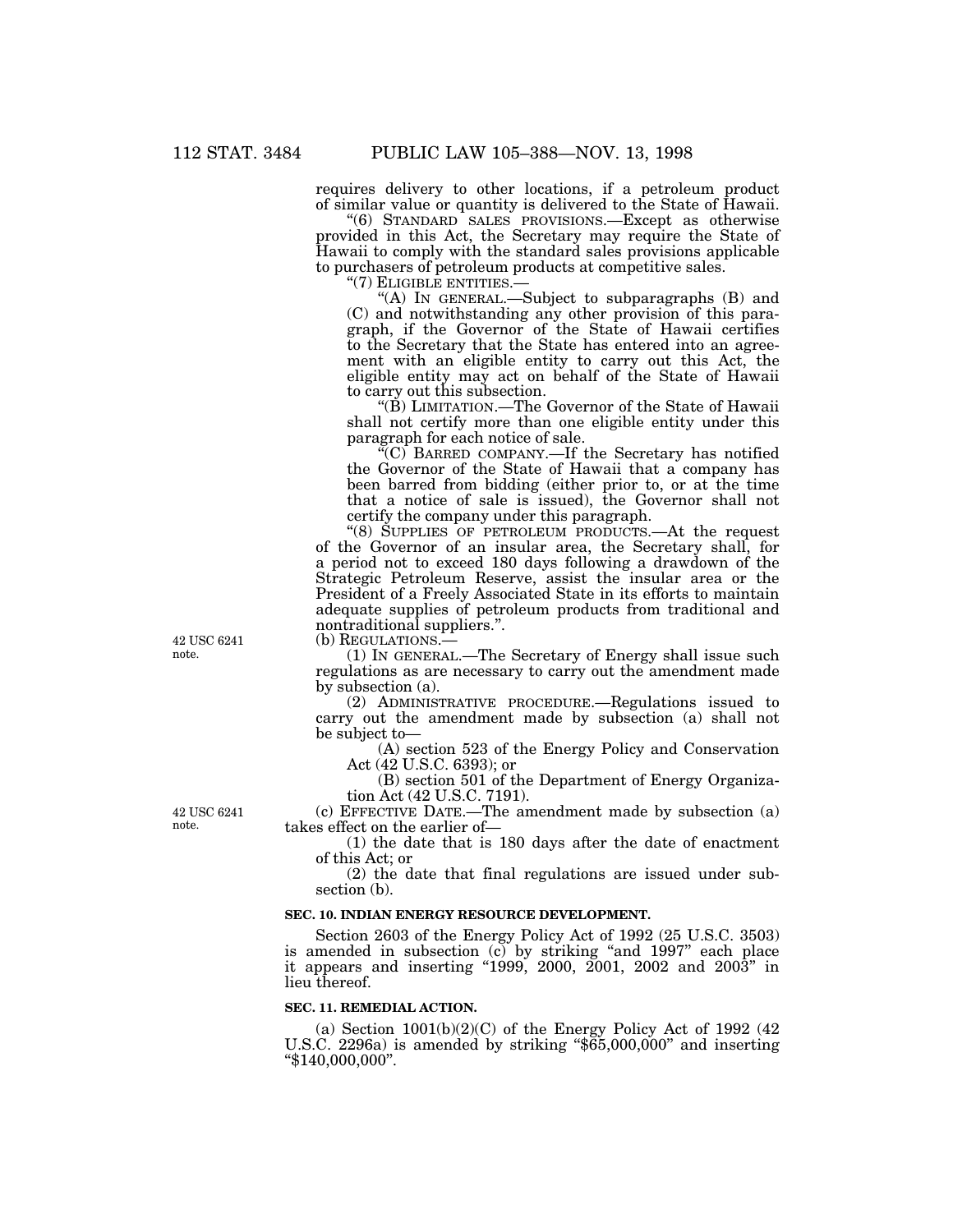requires delivery to other locations, if a petroleum product of similar value or quantity is delivered to the State of Hawaii.

"(6) STANDARD SALES PROVISIONS.—Except as otherwise provided in this Act, the Secretary may require the State of Hawaii to comply with the standard sales provisions applicable to purchasers of petroleum products at competitive sales.

"(7) ELIGIBLE ENTITIES.—

"(A) IN GENERAL.—Subject to subparagraphs (B) and (C) and notwithstanding any other provision of this paragraph, if the Governor of the State of Hawaii certifies to the Secretary that the State has entered into an agreement with an eligible entity to carry out this Act, the eligible entity may act on behalf of the State of Hawaii to carry out this subsection.

"(B) LIMITATION.—The Governor of the State of Hawaii shall not certify more than one eligible entity under this paragraph for each notice of sale.

"(C) BARRED COMPANY.—If the Secretary has notified the Governor of the State of Hawaii that a company has been barred from bidding (either prior to, or at the time that a notice of sale is issued), the Governor shall not certify the company under this paragraph.

"(8) SUPPLIES OF PETROLEUM PRODUCTS.—At the request of the Governor of an insular area, the Secretary shall, for a period not to exceed 180 days following a drawdown of the Strategic Petroleum Reserve, assist the insular area or the President of a Freely Associated State in its efforts to maintain adequate supplies of petroleum products from traditional and nontraditional suppliers.".

42 USC 6241 note.

(b) REGULATIONS.—

(1) IN GENERAL.—The Secretary of Energy shall issue such regulations as are necessary to carry out the amendment made by subsection (a).

(2) ADMINISTRATIVE PROCEDURE.—Regulations issued to carry out the amendment made by subsection (a) shall not be subject to—

(A) section 523 of the Energy Policy and Conservation Act (42 U.S.C. 6393); or

(B) section 501 of the Department of Energy Organization Act (42 U.S.C. 7191).

42 USC 6241 note.

(c) EFFECTIVE DATE.—The amendment made by subsection (a) takes effect on the earlier of—

(1) the date that is 180 days after the date of enactment of this Act; or

(2) the date that final regulations are issued under subsection (b).

**SEC. 10. INDIAN ENERGY RESOURCE DEVELOPMENT.**

Section 2603 of the Energy Policy Act of 1992 (25 U.S.C. 3503) is amended in subsection (c) by striking "and 1997" each place it appears and inserting "1999, 2000, 2001, 2002 and 2003" in lieu thereof.

**SEC. 11. REMEDIAL ACTION.**

(a) Section 1001(b)(2)(C) of the Energy Policy Act of 1992 (42 U.S.C. 2296a) is amended by striking "$65,000,000" and inserting "$140,000,000".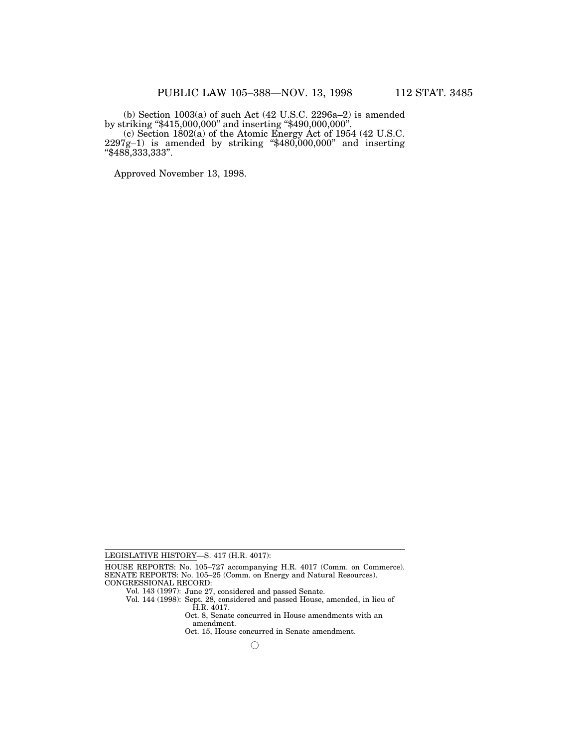(b) Section 1003(a) of such Act (42 U.S.C. 2296a–2) is amended by striking "$415,000,000" and inserting "$490,000,000".

(c) Section 1802(a) of the Atomic Energy Act of 1954 (42 U.S.C. 2297g–1) is amended by striking "$480,000,000" and inserting "$488,333,333".

Approved November 13, 1998.

---

LEGISLATIVE HISTORY—S. 417 (H.R. 4017):

HOUSE REPORTS: No. 105–727 accompanying H.R. 4017 (Comm. on Commerce).
SENATE REPORTS: No. 105–25 (Comm. on Energy and Natural Resources).
CONGRESSIONAL RECORD:

Vol. 143 (1997): June 27, considered and passed Senate.

Vol. 144 (1998): Sept. 28, considered and passed House, amended, in lieu of H.R. 4017.

Oct. 8, Senate concurred in House amendments with an amendment.

Oct. 15, House concurred in Senate amendment.

○